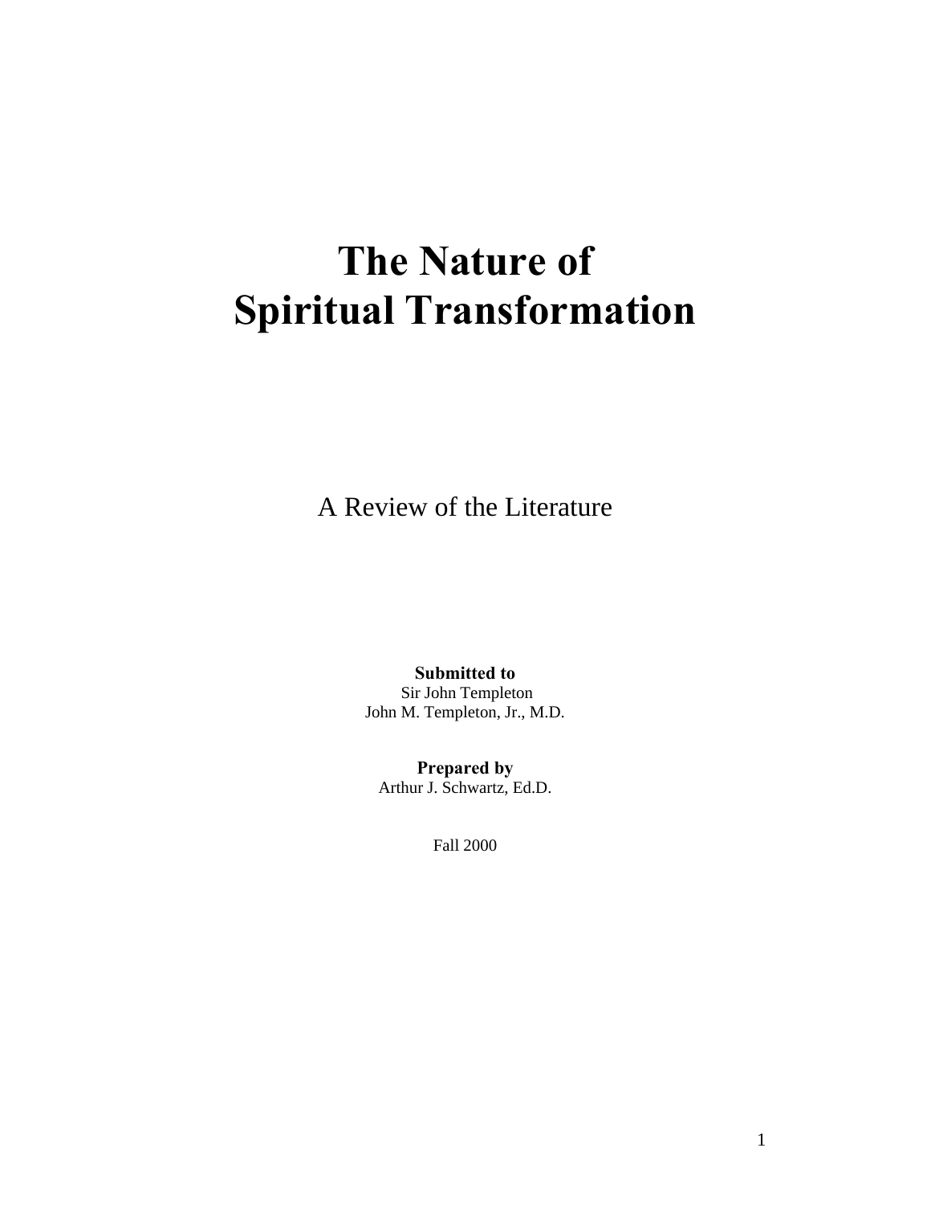# The Nature of Spiritual Transformation

A Review of the Literature

**Submitted to**
Sir John Templeton
John M. Templeton, Jr., M.D.

**Prepared by**
Arthur J. Schwartz, Ed.D.

Fall 2000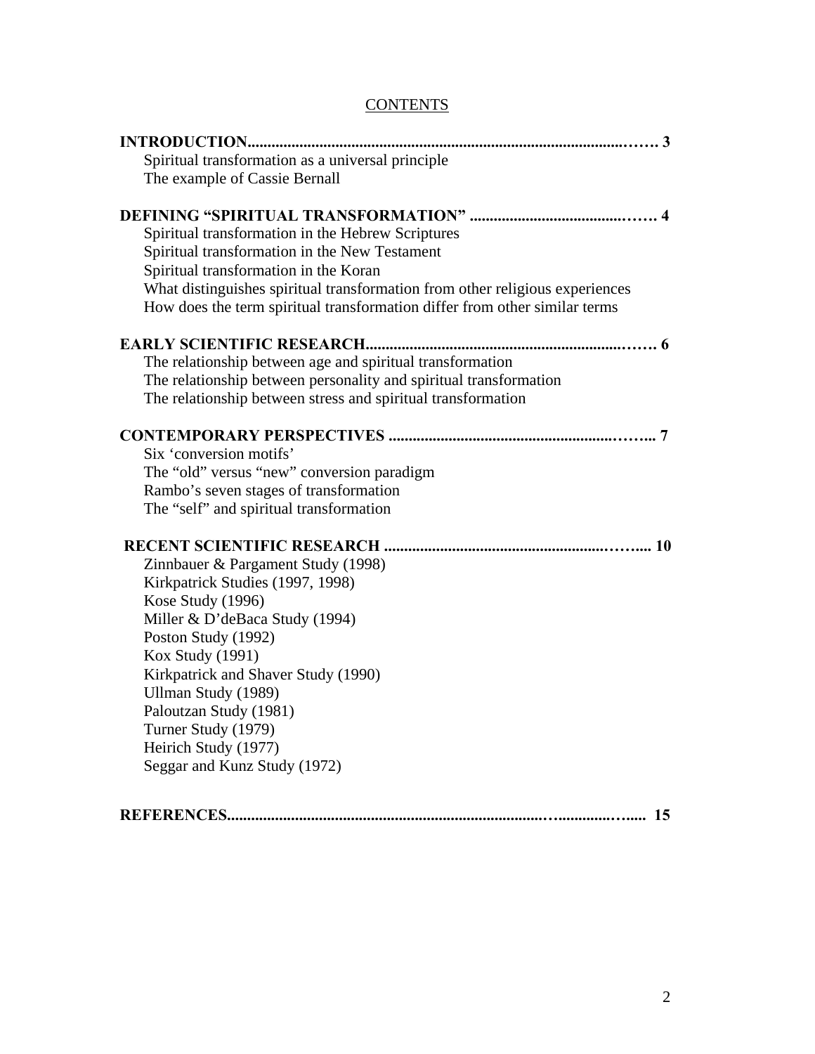# CONTENTS

**INTRODUCTION................................................................................................…… 3**

Spiritual transformation as a universal principle
The example of Cassie Bernall

**DEFINING "SPIRITUAL TRANSFORMATION" .........................................…… 4**

Spiritual transformation in the Hebrew Scriptures
Spiritual transformation in the New Testament
Spiritual transformation in the Koran
What distinguishes spiritual transformation from other religious experiences
How does the term spiritual transformation differ from other similar terms

**EARLY SCIENTIFIC RESEARCH...................................................................…… 6**

The relationship between age and spiritual transformation
The relationship between personality and spiritual transformation
The relationship between stress and spiritual transformation

**CONTEMPORARY PERSPECTIVES ................................................................…... 7**

Six 'conversion motifs'
The "old" versus "new" conversion paradigm
Rambo's seven stages of transformation
The "self" and spiritual transformation

**RECENT SCIENTIFIC RESEARCH ..................................................................…... 10**

Zinnbauer & Pargament Study (1998)
Kirkpatrick Studies (1997, 1998)
Kose Study (1996)
Miller & D'deBaca Study (1994)
Poston Study (1992)
Kox Study (1991)
Kirkpatrick and Shaver Study (1990)
Ullman Study (1989)
Paloutzan Study (1981)
Turner Study (1979)
Heirich Study (1977)
Seggar and Kunz Study (1972)

**REFERENCES.........................................................................…............…..... 15**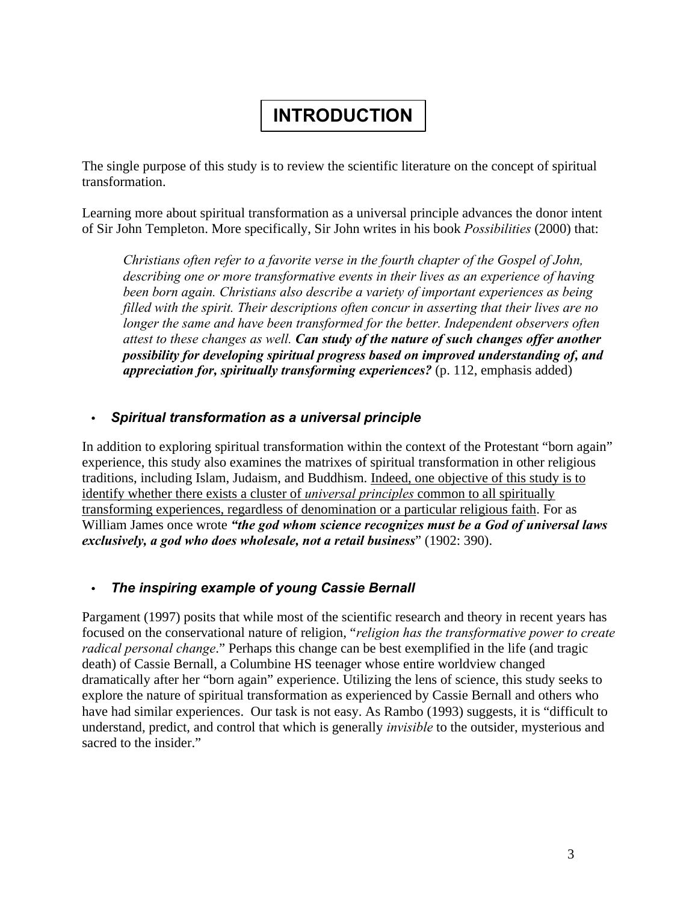# INTRODUCTION

The single purpose of this study is to review the scientific literature on the concept of spiritual transformation.

Learning more about spiritual transformation as a universal principle advances the donor intent of Sir John Templeton. More specifically, Sir John writes in his book *Possibilities* (2000) that:

> *Christians often refer to a favorite verse in the fourth chapter of the Gospel of John, describing one or more transformative events in their lives as an experience of having been born again. Christians also describe a variety of important experiences as being filled with the spirit. Their descriptions often concur in asserting that their lives are no longer the same and have been transformed for the better. Independent observers often attest to these changes as well.* ***Can study of the nature of such changes offer another possibility for developing spiritual progress based on improved understanding of, and appreciation for, spiritually transforming experiences?*** (p. 112, emphasis added)

- ***Spiritual transformation as a universal principle***

In addition to exploring spiritual transformation within the context of the Protestant "born again" experience, this study also examines the matrixes of spiritual transformation in other religious traditions, including Islam, Judaism, and Buddhism. Indeed, one objective of this study is to identify whether there exists a cluster of *universal principles* common to all spiritually transforming experiences, regardless of denomination or a particular religious faith. For as William James once wrote ***"the god whom science recognizes must be a God of universal laws exclusively, a god who does wholesale, not a retail business*"** (1902: 390).

- ***The inspiring example of young Cassie Bernall***

Pargament (1997) posits that while most of the scientific research and theory in recent years has focused on the conservational nature of religion, "*religion has the transformative power to create radical personal change*." Perhaps this change can be best exemplified in the life (and tragic death) of Cassie Bernall, a Columbine HS teenager whose entire worldview changed dramatically after her "born again" experience. Utilizing the lens of science, this study seeks to explore the nature of spiritual transformation as experienced by Cassie Bernall and others who have had similar experiences. Our task is not easy. As Rambo (1993) suggests, it is "difficult to understand, predict, and control that which is generally *invisible* to the outsider, mysterious and sacred to the insider."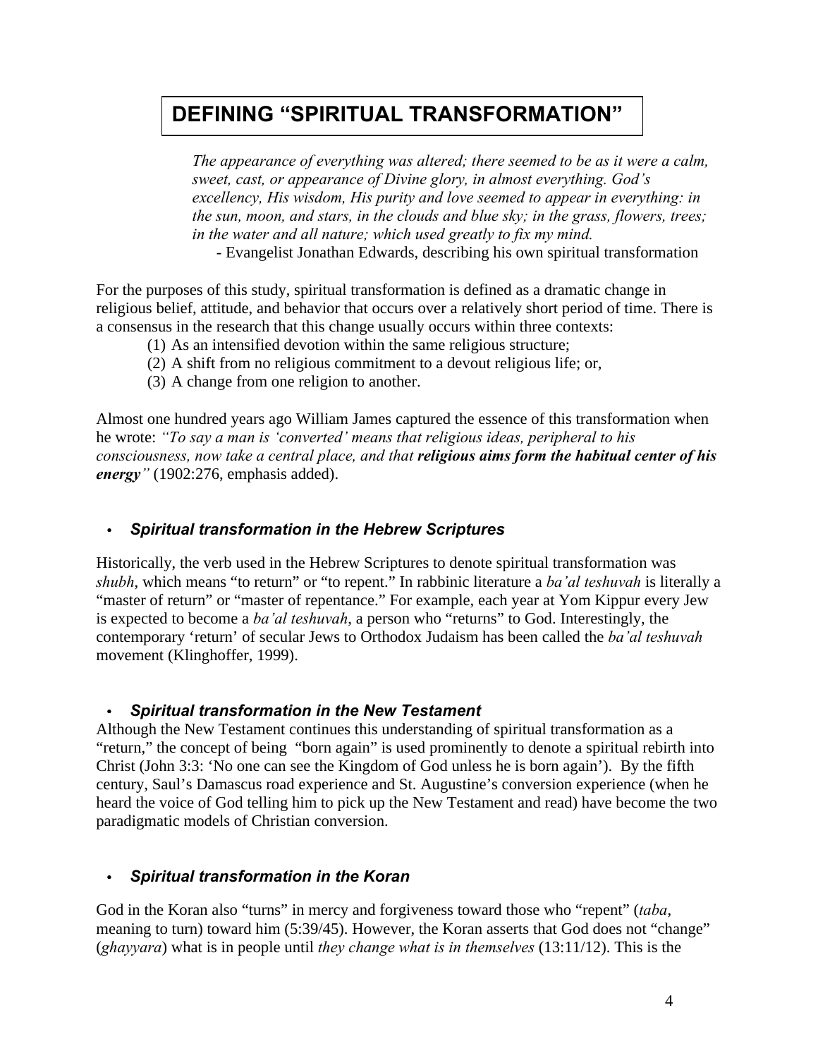# DEFINING "SPIRITUAL TRANSFORMATION"

> *The appearance of everything was altered; there seemed to be as it were a calm, sweet, cast, or appearance of Divine glory, in almost everything. God's excellency, His wisdom, His purity and love seemed to appear in everything: in the sun, moon, and stars, in the clouds and blue sky; in the grass, flowers, trees; in the water and all nature; which used greatly to fix my mind.*
>
> - Evangelist Jonathan Edwards, describing his own spiritual transformation

For the purposes of this study, spiritual transformation is defined as a dramatic change in religious belief, attitude, and behavior that occurs over a relatively short period of time. There is a consensus in the research that this change usually occurs within three contexts:

(1) As an intensified devotion within the same religious structure;
(2) A shift from no religious commitment to a devout religious life; or,
(3) A change from one religion to another.

Almost one hundred years ago William James captured the essence of this transformation when he wrote: *"To say a man is 'converted' means that religious ideas, peripheral to his consciousness, now take a central place, and that **religious aims form the habitual center of his energy"*** (1902:276, emphasis added).

- ***Spiritual transformation in the Hebrew Scriptures***

Historically, the verb used in the Hebrew Scriptures to denote spiritual transformation was *shubh*, which means "to return" or "to repent." In rabbinic literature a *ba'al teshuvah* is literally a "master of return" or "master of repentance." For example, each year at Yom Kippur every Jew is expected to become a *ba'al teshuvah*, a person who "returns" to God. Interestingly, the contemporary 'return' of secular Jews to Orthodox Judaism has been called the *ba'al teshuvah* movement (Klinghoffer, 1999).

- ***Spiritual transformation in the New Testament***

Although the New Testament continues this understanding of spiritual transformation as a "return," the concept of being "born again" is used prominently to denote a spiritual rebirth into Christ (John 3:3: 'No one can see the Kingdom of God unless he is born again'). By the fifth century, Saul's Damascus road experience and St. Augustine's conversion experience (when he heard the voice of God telling him to pick up the New Testament and read) have become the two paradigmatic models of Christian conversion.

- ***Spiritual transformation in the Koran***

God in the Koran also "turns" in mercy and forgiveness toward those who "repent" (*taba*, meaning to turn) toward him (5:39/45). However, the Koran asserts that God does not "change" (*ghayyara*) what is in people until *they change what is in themselves* (13:11/12). This is the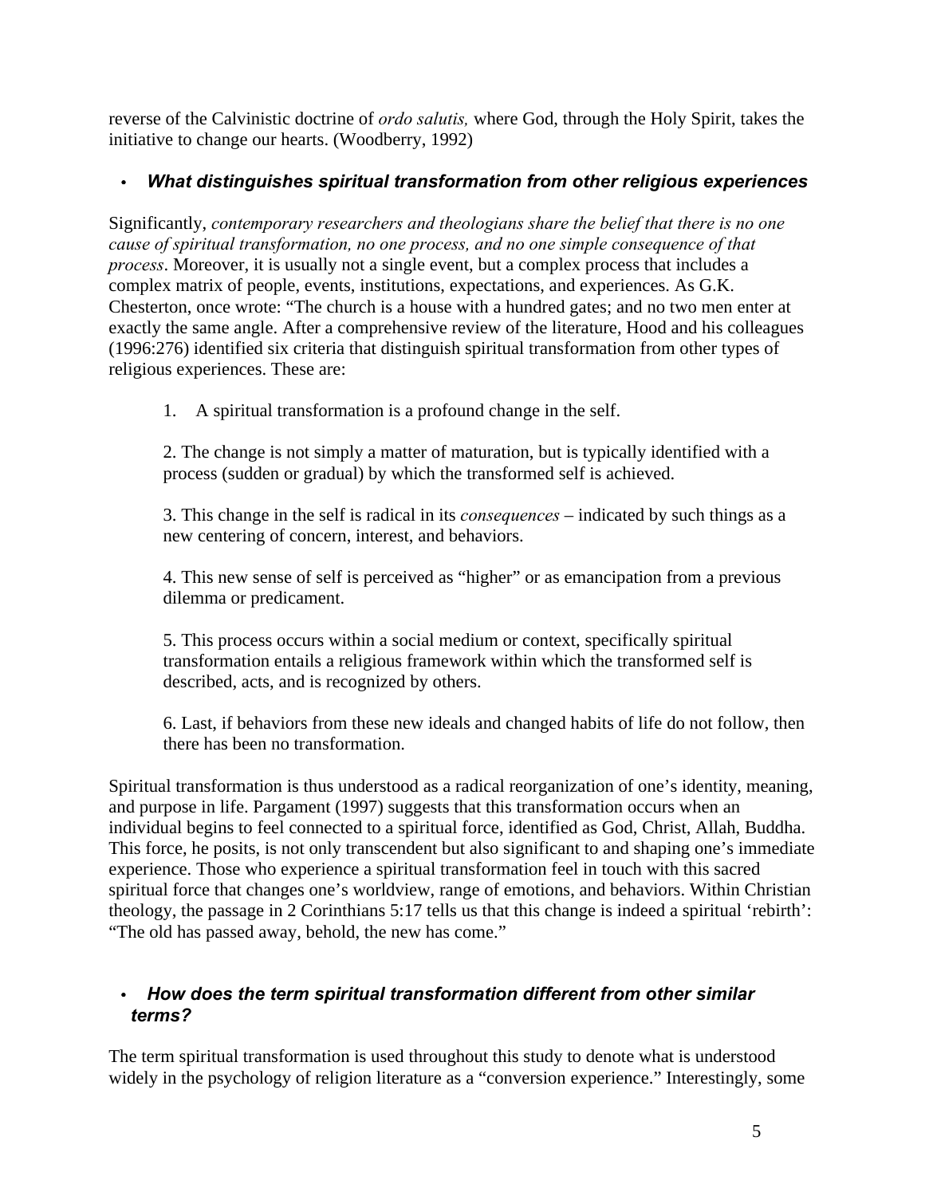reverse of the Calvinistic doctrine of *ordo salutis,* where God, through the Holy Spirit, takes the initiative to change our hearts. (Woodberry, 1992)

- ***What distinguishes spiritual transformation from other religious experiences***

Significantly, *contemporary researchers and theologians share the belief that there is no one cause of spiritual transformation, no one process, and no one simple consequence of that process*. Moreover, it is usually not a single event, but a complex process that includes a complex matrix of people, events, institutions, expectations, and experiences. As G.K. Chesterton, once wrote: "The church is a house with a hundred gates; and no two men enter at exactly the same angle. After a comprehensive review of the literature, Hood and his colleagues (1996:276) identified six criteria that distinguish spiritual transformation from other types of religious experiences. These are:

1. A spiritual transformation is a profound change in the self.

2. The change is not simply a matter of maturation, but is typically identified with a process (sudden or gradual) by which the transformed self is achieved.

3. This change in the self is radical in its *consequences* – indicated by such things as a new centering of concern, interest, and behaviors.

4. This new sense of self is perceived as "higher" or as emancipation from a previous dilemma or predicament.

5. This process occurs within a social medium or context, specifically spiritual transformation entails a religious framework within which the transformed self is described, acts, and is recognized by others.

6. Last, if behaviors from these new ideals and changed habits of life do not follow, then there has been no transformation.

Spiritual transformation is thus understood as a radical reorganization of one's identity, meaning, and purpose in life. Pargament (1997) suggests that this transformation occurs when an individual begins to feel connected to a spiritual force, identified as God, Christ, Allah, Buddha. This force, he posits, is not only transcendent but also significant to and shaping one's immediate experience. Those who experience a spiritual transformation feel in touch with this sacred spiritual force that changes one's worldview, range of emotions, and behaviors. Within Christian theology, the passage in 2 Corinthians 5:17 tells us that this change is indeed a spiritual 'rebirth': "The old has passed away, behold, the new has come."

- ***How does the term spiritual transformation different from other similar terms?***

The term spiritual transformation is used throughout this study to denote what is understood widely in the psychology of religion literature as a "conversion experience." Interestingly, some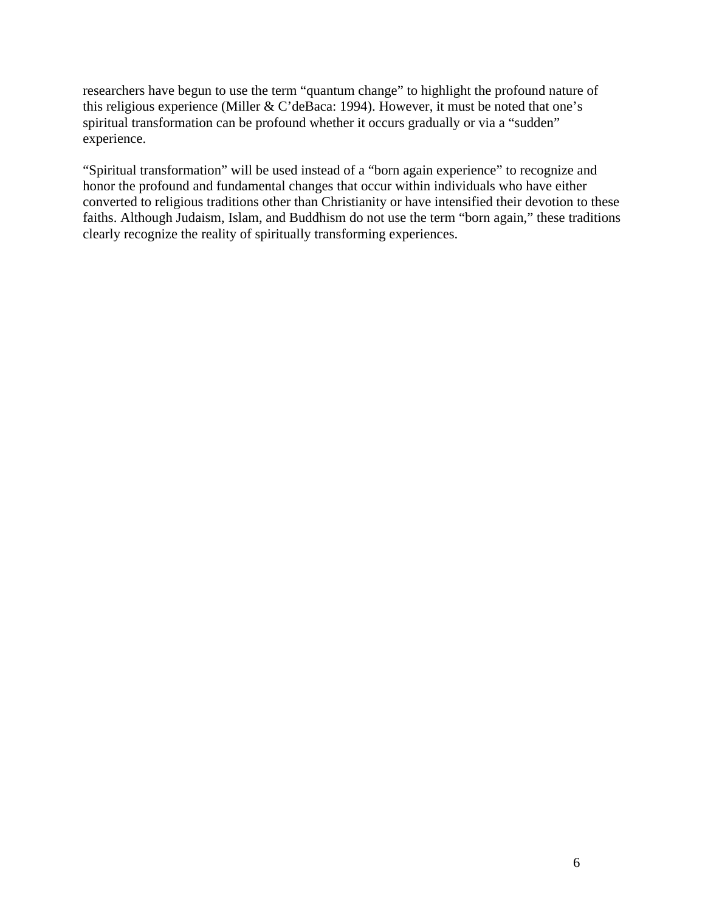researchers have begun to use the term "quantum change" to highlight the profound nature of this religious experience (Miller & C'deBaca: 1994). However, it must be noted that one's spiritual transformation can be profound whether it occurs gradually or via a "sudden" experience.

"Spiritual transformation" will be used instead of a "born again experience" to recognize and honor the profound and fundamental changes that occur within individuals who have either converted to religious traditions other than Christianity or have intensified their devotion to these faiths. Although Judaism, Islam, and Buddhism do not use the term "born again," these traditions clearly recognize the reality of spiritually transforming experiences.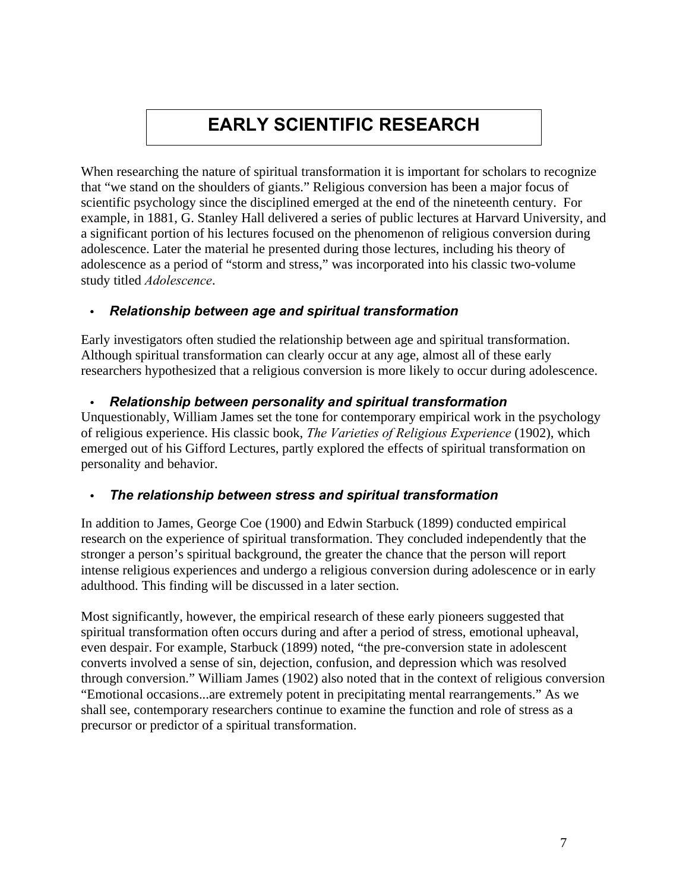# EARLY SCIENTIFIC RESEARCH

When researching the nature of spiritual transformation it is important for scholars to recognize that "we stand on the shoulders of giants." Religious conversion has been a major focus of scientific psychology since the disciplined emerged at the end of the nineteenth century. For example, in 1881, G. Stanley Hall delivered a series of public lectures at Harvard University, and a significant portion of his lectures focused on the phenomenon of religious conversion during adolescence. Later the material he presented during those lectures, including his theory of adolescence as a period of "storm and stress," was incorporated into his classic two-volume study titled *Adolescence*.

- ***Relationship between age and spiritual transformation***

Early investigators often studied the relationship between age and spiritual transformation. Although spiritual transformation can clearly occur at any age, almost all of these early researchers hypothesized that a religious conversion is more likely to occur during adolescence.

- ***Relationship between personality and spiritual transformation***

Unquestionably, William James set the tone for contemporary empirical work in the psychology of religious experience. His classic book, *The Varieties of Religious Experience* (1902), which emerged out of his Gifford Lectures, partly explored the effects of spiritual transformation on personality and behavior.

- ***The relationship between stress and spiritual transformation***

In addition to James, George Coe (1900) and Edwin Starbuck (1899) conducted empirical research on the experience of spiritual transformation. They concluded independently that the stronger a person's spiritual background, the greater the chance that the person will report intense religious experiences and undergo a religious conversion during adolescence or in early adulthood. This finding will be discussed in a later section.

Most significantly, however, the empirical research of these early pioneers suggested that spiritual transformation often occurs during and after a period of stress, emotional upheaval, even despair. For example, Starbuck (1899) noted, "the pre-conversion state in adolescent converts involved a sense of sin, dejection, confusion, and depression which was resolved through conversion." William James (1902) also noted that in the context of religious conversion "Emotional occasions...are extremely potent in precipitating mental rearrangements." As we shall see, contemporary researchers continue to examine the function and role of stress as a precursor or predictor of a spiritual transformation.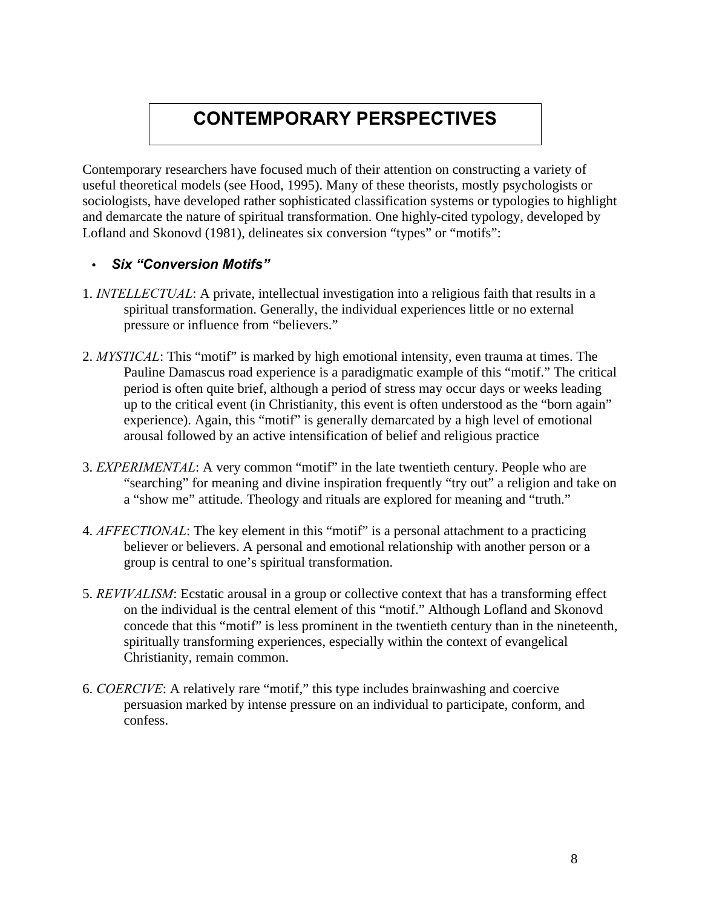# CONTEMPORARY PERSPECTIVES

Contemporary researchers have focused much of their attention on constructing a variety of useful theoretical models (see Hood, 1995). Many of these theorists, mostly psychologists or sociologists, have developed rather sophisticated classification systems or typologies to highlight and demarcate the nature of spiritual transformation. One highly-cited typology, developed by Lofland and Skonovd (1981), delineates six conversion "types" or "motifs":

- ***Six "Conversion Motifs"***

1. *INTELLECTUAL*: A private, intellectual investigation into a religious faith that results in a spiritual transformation. Generally, the individual experiences little or no external pressure or influence from "believers."

2. *MYSTICAL*: This "motif" is marked by high emotional intensity, even trauma at times. The Pauline Damascus road experience is a paradigmatic example of this "motif." The critical period is often quite brief, although a period of stress may occur days or weeks leading up to the critical event (in Christianity, this event is often understood as the "born again" experience). Again, this "motif" is generally demarcated by a high level of emotional arousal followed by an active intensification of belief and religious practice

3. *EXPERIMENTAL*: A very common "motif" in the late twentieth century. People who are "searching" for meaning and divine inspiration frequently "try out" a religion and take on a "show me" attitude. Theology and rituals are explored for meaning and "truth."

4. *AFFECTIONAL*: The key element in this "motif" is a personal attachment to a practicing believer or believers. A personal and emotional relationship with another person or a group is central to one's spiritual transformation.

5. *REVIVALISM*: Ecstatic arousal in a group or collective context that has a transforming effect on the individual is the central element of this "motif." Although Lofland and Skonovd concede that this "motif" is less prominent in the twentieth century than in the nineteenth, spiritually transforming experiences, especially within the context of evangelical Christianity, remain common.

6. *COERCIVE*: A relatively rare "motif," this type includes brainwashing and coercive persuasion marked by intense pressure on an individual to participate, conform, and confess.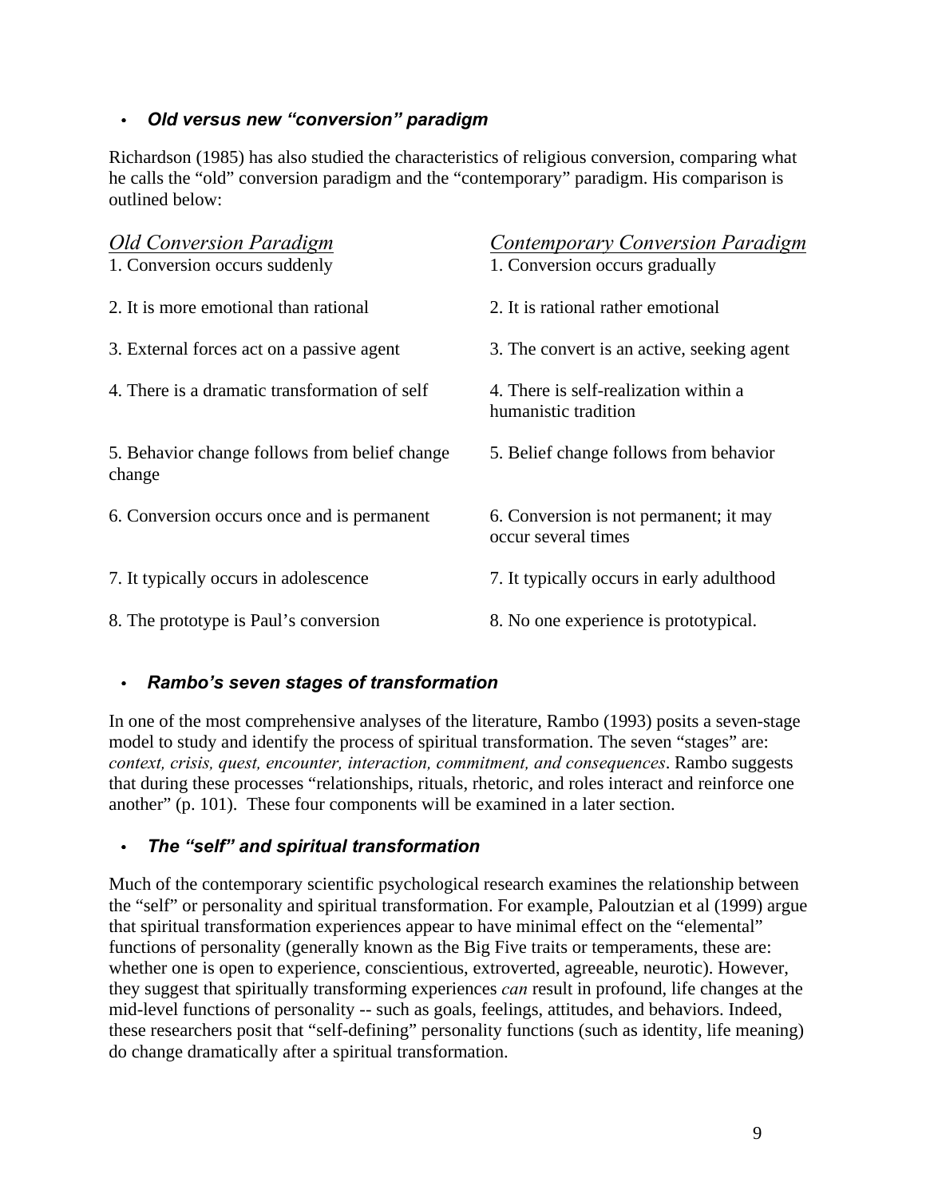- ***Old versus new "conversion" paradigm***

Richardson (1985) has also studied the characteristics of religious conversion, comparing what he calls the "old" conversion paradigm and the "contemporary" paradigm. His comparison is outlined below:

| *Old Conversion Paradigm* | *Contemporary Conversion Paradigm* |
|---|---|
| 1. Conversion occurs suddenly | 1. Conversion occurs gradually |
| 2. It is more emotional than rational | 2. It is rational rather emotional |
| 3. External forces act on a passive agent | 3. The convert is an active, seeking agent |
| 4. There is a dramatic transformation of self | 4. There is self-realization within a humanistic tradition |
| 5. Behavior change follows from belief change | 5. Belief change follows from behavior |
| 6. Conversion occurs once and is permanent | 6. Conversion is not permanent; it may occur several times |
| 7. It typically occurs in adolescence | 7. It typically occurs in early adulthood |
| 8. The prototype is Paul's conversion | 8. No one experience is prototypical. |

- ***Rambo's seven stages of transformation***

In one of the most comprehensive analyses of the literature, Rambo (1993) posits a seven-stage model to study and identify the process of spiritual transformation. The seven "stages" are: *context, crisis, quest, encounter, interaction, commitment, and consequences*. Rambo suggests that during these processes "relationships, rituals, rhetoric, and roles interact and reinforce one another" (p. 101). These four components will be examined in a later section.

- ***The "self" and spiritual transformation***

Much of the contemporary scientific psychological research examines the relationship between the "self" or personality and spiritual transformation. For example, Paloutzian et al (1999) argue that spiritual transformation experiences appear to have minimal effect on the "elemental" functions of personality (generally known as the Big Five traits or temperaments, these are: whether one is open to experience, conscientious, extroverted, agreeable, neurotic). However, they suggest that spiritually transforming experiences *can* result in profound, life changes at the mid-level functions of personality -- such as goals, feelings, attitudes, and behaviors. Indeed, these researchers posit that "self-defining" personality functions (such as identity, life meaning) do change dramatically after a spiritual transformation.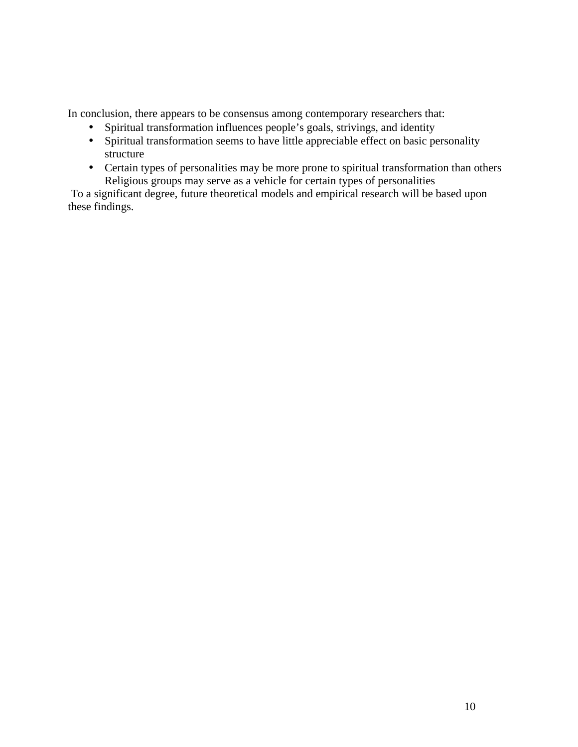In conclusion, there appears to be consensus among contemporary researchers that:

- Spiritual transformation influences people's goals, strivings, and identity
- Spiritual transformation seems to have little appreciable effect on basic personality structure
- Certain types of personalities may be more prone to spiritual transformation than others Religious groups may serve as a vehicle for certain types of personalities

To a significant degree, future theoretical models and empirical research will be based upon these findings.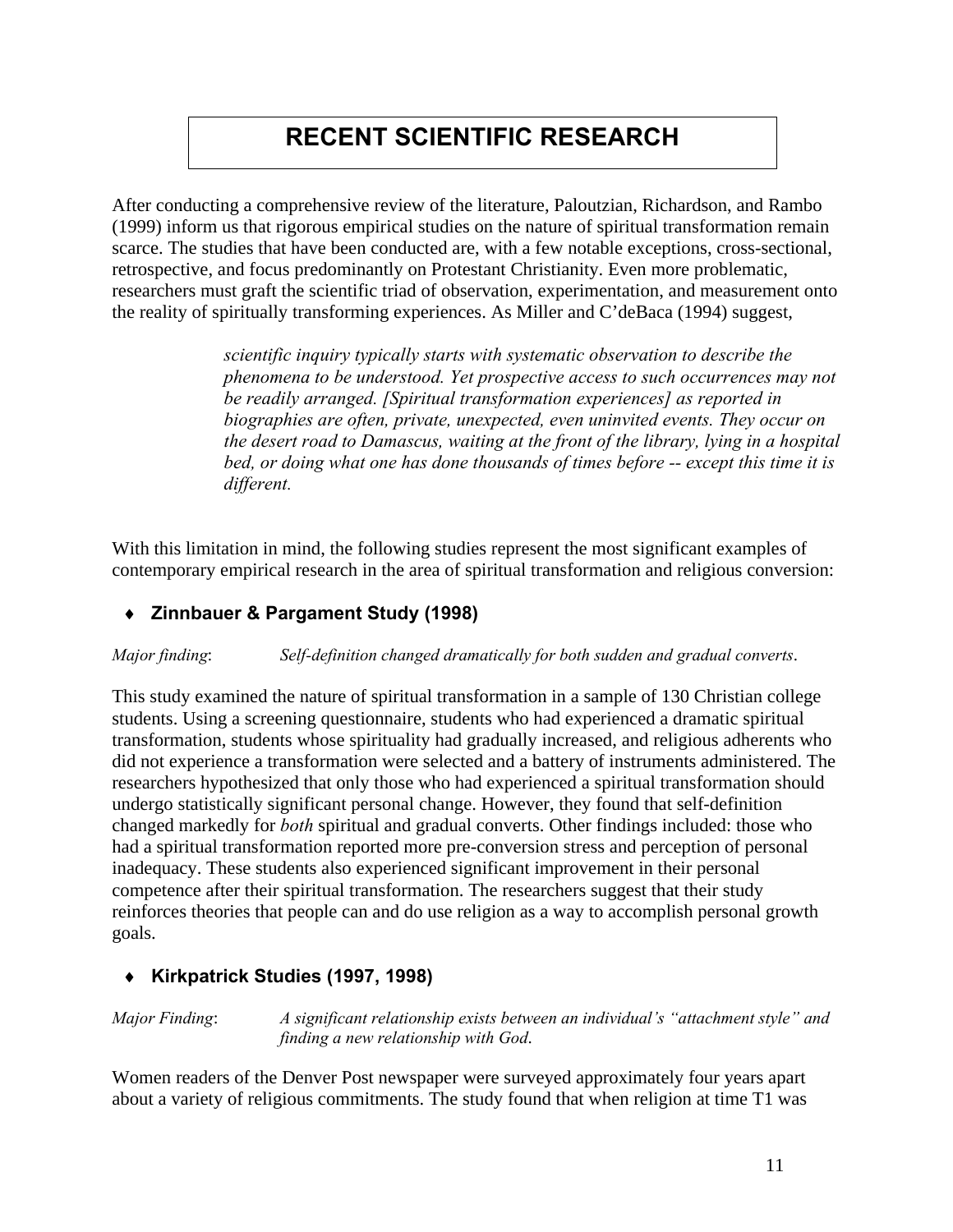# RECENT SCIENTIFIC RESEARCH

After conducting a comprehensive review of the literature, Paloutzian, Richardson, and Rambo (1999) inform us that rigorous empirical studies on the nature of spiritual transformation remain scarce. The studies that have been conducted are, with a few notable exceptions, cross-sectional, retrospective, and focus predominantly on Protestant Christianity. Even more problematic, researchers must graft the scientific triad of observation, experimentation, and measurement onto the reality of spiritually transforming experiences. As Miller and C'deBaca (1994) suggest,

> *scientific inquiry typically starts with systematic observation to describe the phenomena to be understood. Yet prospective access to such occurrences may not be readily arranged. [Spiritual transformation experiences] as reported in biographies are often, private, unexpected, even uninvited events. They occur on the desert road to Damascus, waiting at the front of the library, lying in a hospital bed, or doing what one has done thousands of times before -- except this time it is different.*

With this limitation in mind, the following studies represent the most significant examples of contemporary empirical research in the area of spiritual transformation and religious conversion:

### ♦ Zinnbauer & Pargament Study (1998)

*Major finding*: *Self-definition changed dramatically for both sudden and gradual converts*.

This study examined the nature of spiritual transformation in a sample of 130 Christian college students. Using a screening questionnaire, students who had experienced a dramatic spiritual transformation, students whose spirituality had gradually increased, and religious adherents who did not experience a transformation were selected and a battery of instruments administered. The researchers hypothesized that only those who had experienced a spiritual transformation should undergo statistically significant personal change. However, they found that self-definition changed markedly for *both* spiritual and gradual converts. Other findings included: those who had a spiritual transformation reported more pre-conversion stress and perception of personal inadequacy. These students also experienced significant improvement in their personal competence after their spiritual transformation. The researchers suggest that their study reinforces theories that people can and do use religion as a way to accomplish personal growth goals.

### ♦ Kirkpatrick Studies (1997, 1998)

*Major Finding*: *A significant relationship exists between an individual's "attachment style" and finding a new relationship with God*.

Women readers of the Denver Post newspaper were surveyed approximately four years apart about a variety of religious commitments. The study found that when religion at time T1 was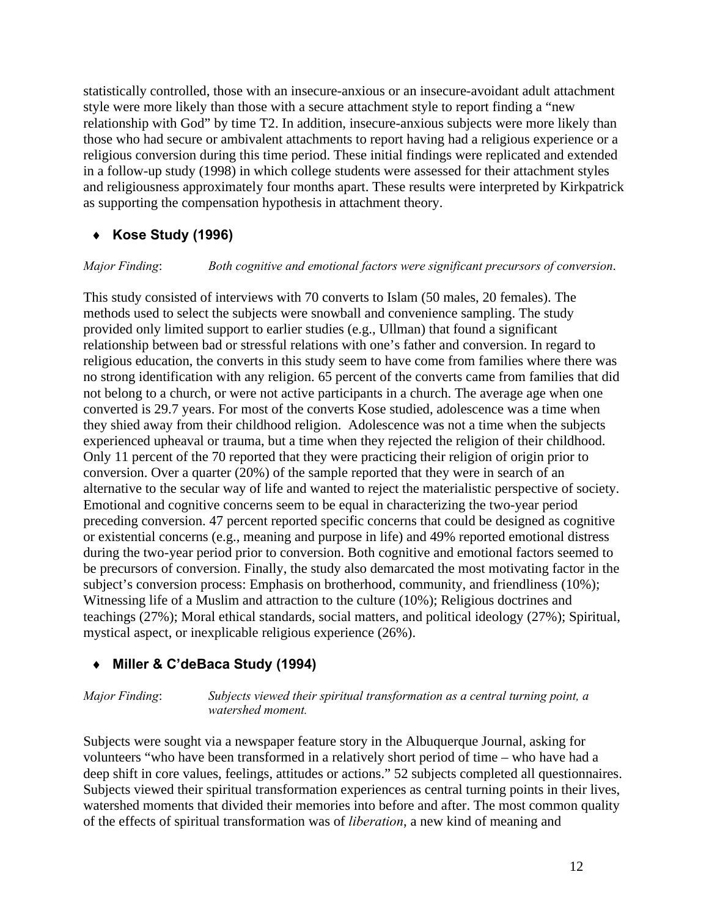statistically controlled, those with an insecure-anxious or an insecure-avoidant adult attachment style were more likely than those with a secure attachment style to report finding a "new relationship with God" by time T2. In addition, insecure-anxious subjects were more likely than those who had secure or ambivalent attachments to report having had a religious experience or a religious conversion during this time period. These initial findings were replicated and extended in a follow-up study (1998) in which college students were assessed for their attachment styles and religiousness approximately four months apart. These results were interpreted by Kirkpatrick as supporting the compensation hypothesis in attachment theory.

### ♦ Kose Study (1996)

*Major Finding*: *Both cognitive and emotional factors were significant precursors of conversion*.

This study consisted of interviews with 70 converts to Islam (50 males, 20 females). The methods used to select the subjects were snowball and convenience sampling. The study provided only limited support to earlier studies (e.g., Ullman) that found a significant relationship between bad or stressful relations with one's father and conversion. In regard to religious education, the converts in this study seem to have come from families where there was no strong identification with any religion. 65 percent of the converts came from families that did not belong to a church, or were not active participants in a church. The average age when one converted is 29.7 years. For most of the converts Kose studied, adolescence was a time when they shied away from their childhood religion. Adolescence was not a time when the subjects experienced upheaval or trauma, but a time when they rejected the religion of their childhood. Only 11 percent of the 70 reported that they were practicing their religion of origin prior to conversion. Over a quarter (20%) of the sample reported that they were in search of an alternative to the secular way of life and wanted to reject the materialistic perspective of society. Emotional and cognitive concerns seem to be equal in characterizing the two-year period preceding conversion. 47 percent reported specific concerns that could be designed as cognitive or existential concerns (e.g., meaning and purpose in life) and 49% reported emotional distress during the two-year period prior to conversion. Both cognitive and emotional factors seemed to be precursors of conversion. Finally, the study also demarcated the most motivating factor in the subject's conversion process: Emphasis on brotherhood, community, and friendliness (10%); Witnessing life of a Muslim and attraction to the culture (10%); Religious doctrines and teachings (27%); Moral ethical standards, social matters, and political ideology (27%); Spiritual, mystical aspect, or inexplicable religious experience (26%).

### ♦ Miller & C'deBaca Study (1994)

*Major Finding*: *Subjects viewed their spiritual transformation as a central turning point, a watershed moment.*

Subjects were sought via a newspaper feature story in the Albuquerque Journal, asking for volunteers "who have been transformed in a relatively short period of time – who have had a deep shift in core values, feelings, attitudes or actions." 52 subjects completed all questionnaires. Subjects viewed their spiritual transformation experiences as central turning points in their lives, watershed moments that divided their memories into before and after. The most common quality of the effects of spiritual transformation was of *liberation*, a new kind of meaning and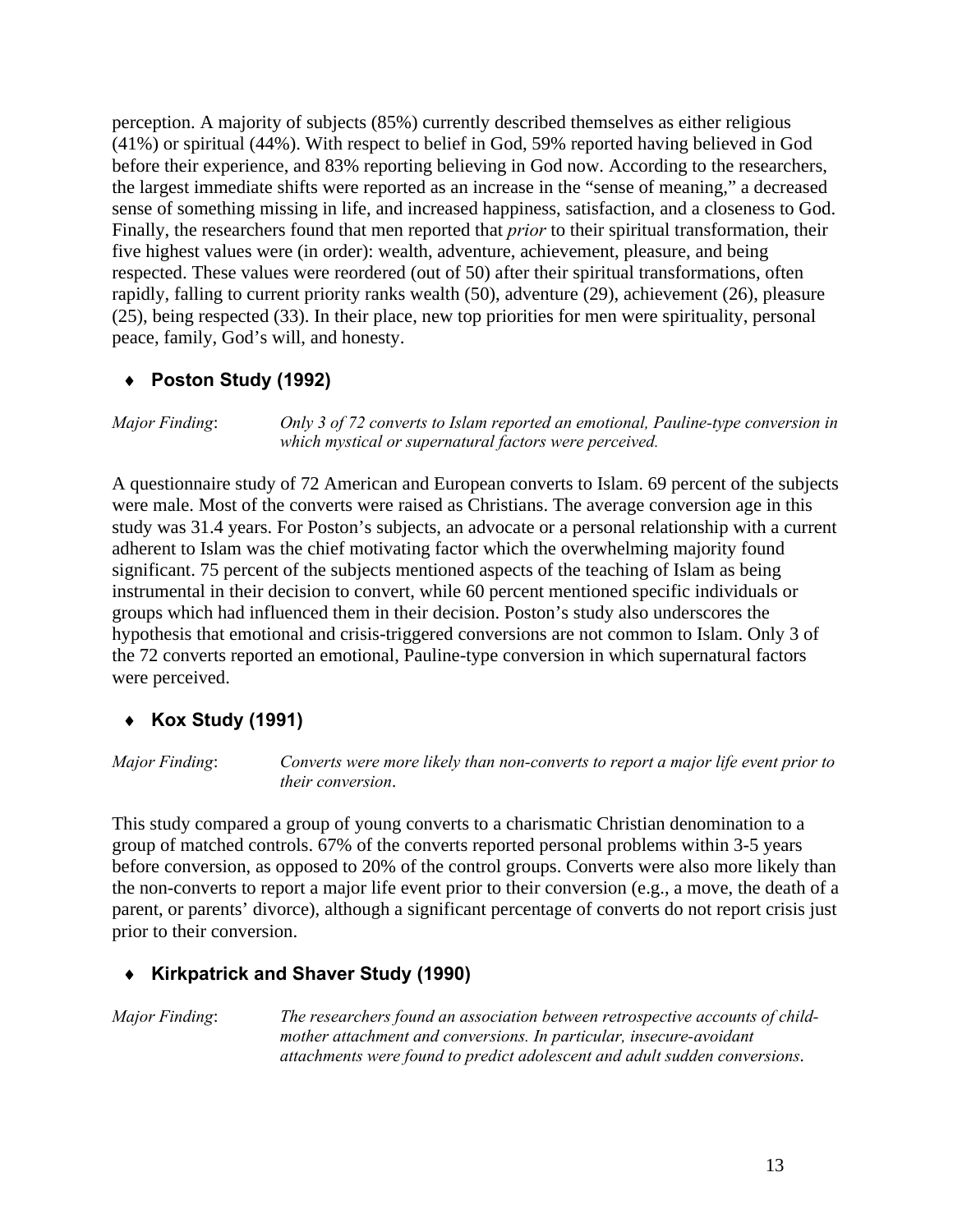perception. A majority of subjects (85%) currently described themselves as either religious (41%) or spiritual (44%). With respect to belief in God, 59% reported having believed in God before their experience, and 83% reporting believing in God now. According to the researchers, the largest immediate shifts were reported as an increase in the "sense of meaning," a decreased sense of something missing in life, and increased happiness, satisfaction, and a closeness to God. Finally, the researchers found that men reported that *prior* to their spiritual transformation, their five highest values were (in order): wealth, adventure, achievement, pleasure, and being respected. These values were reordered (out of 50) after their spiritual transformations, often rapidly, falling to current priority ranks wealth (50), adventure (29), achievement (26), pleasure (25), being respected (33). In their place, new top priorities for men were spirituality, personal peace, family, God's will, and honesty.

### ♦ Poston Study (1992)

*Major Finding*: *Only 3 of 72 converts to Islam reported an emotional, Pauline-type conversion in which mystical or supernatural factors were perceived.*

A questionnaire study of 72 American and European converts to Islam. 69 percent of the subjects were male. Most of the converts were raised as Christians. The average conversion age in this study was 31.4 years. For Poston's subjects, an advocate or a personal relationship with a current adherent to Islam was the chief motivating factor which the overwhelming majority found significant. 75 percent of the subjects mentioned aspects of the teaching of Islam as being instrumental in their decision to convert, while 60 percent mentioned specific individuals or groups which had influenced them in their decision. Poston's study also underscores the hypothesis that emotional and crisis-triggered conversions are not common to Islam. Only 3 of the 72 converts reported an emotional, Pauline-type conversion in which supernatural factors were perceived.

### ♦ Kox Study (1991)

*Major Finding*: *Converts were more likely than non-converts to report a major life event prior to their conversion*.

This study compared a group of young converts to a charismatic Christian denomination to a group of matched controls. 67% of the converts reported personal problems within 3-5 years before conversion, as opposed to 20% of the control groups. Converts were also more likely than the non-converts to report a major life event prior to their conversion (e.g., a move, the death of a parent, or parents' divorce), although a significant percentage of converts do not report crisis just prior to their conversion.

### ♦ Kirkpatrick and Shaver Study (1990)

*Major Finding*: *The researchers found an association between retrospective accounts of child-mother attachment and conversions. In particular, insecure-avoidant attachments were found to predict adolescent and adult sudden conversions*.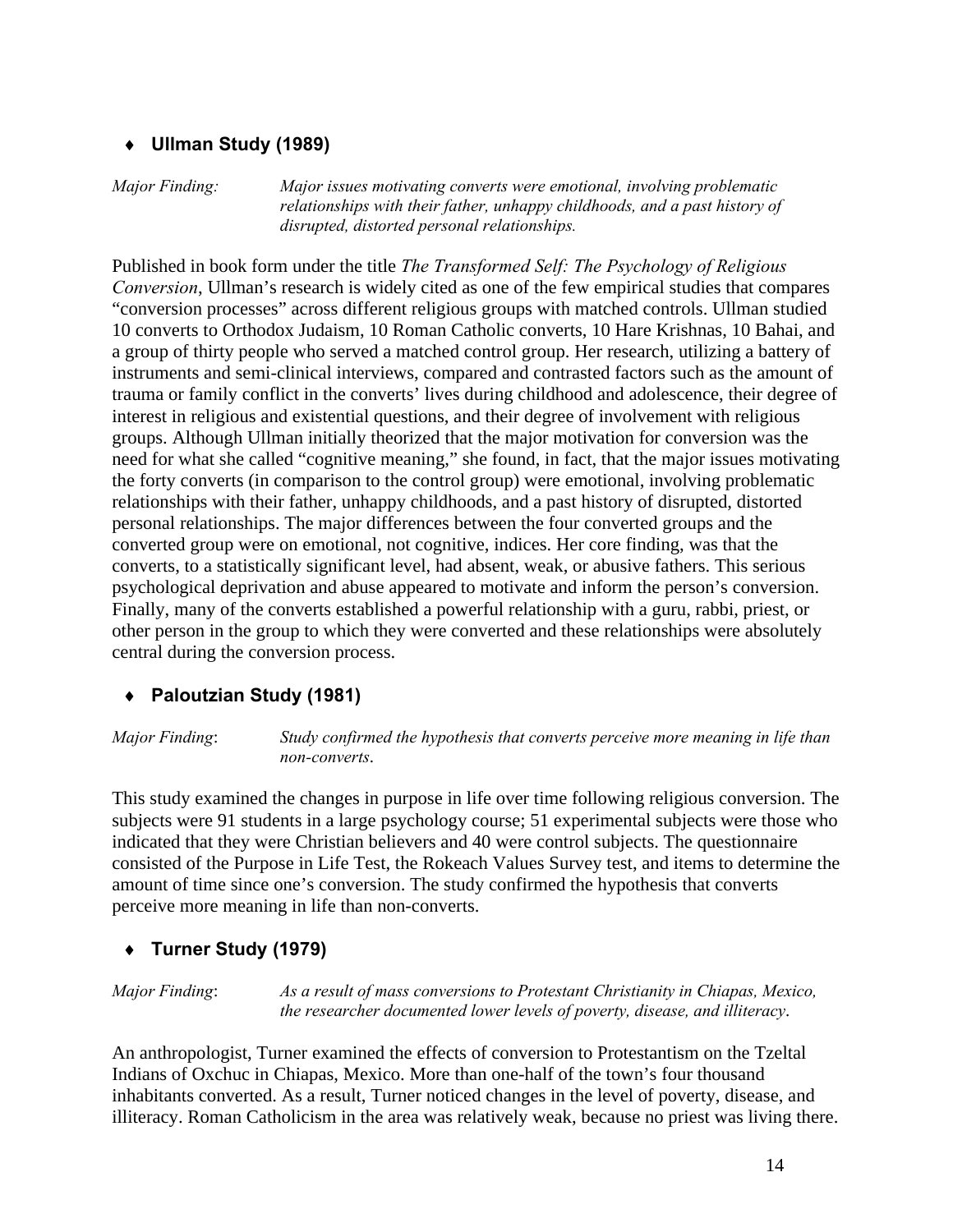- **Ullman Study (1989)**

*Major Finding:* *Major issues motivating converts were emotional, involving problematic relationships with their father, unhappy childhoods, and a past history of disrupted, distorted personal relationships.*

Published in book form under the title *The Transformed Self: The Psychology of Religious Conversion*, Ullman's research is widely cited as one of the few empirical studies that compares "conversion processes" across different religious groups with matched controls. Ullman studied 10 converts to Orthodox Judaism, 10 Roman Catholic converts, 10 Hare Krishnas, 10 Bahai, and a group of thirty people who served a matched control group. Her research, utilizing a battery of instruments and semi-clinical interviews, compared and contrasted factors such as the amount of trauma or family conflict in the converts' lives during childhood and adolescence, their degree of interest in religious and existential questions, and their degree of involvement with religious groups. Although Ullman initially theorized that the major motivation for conversion was the need for what she called "cognitive meaning," she found, in fact, that the major issues motivating the forty converts (in comparison to the control group) were emotional, involving problematic relationships with their father, unhappy childhoods, and a past history of disrupted, distorted personal relationships. The major differences between the four converted groups and the converted group were on emotional, not cognitive, indices. Her core finding, was that the converts, to a statistically significant level, had absent, weak, or abusive fathers. This serious psychological deprivation and abuse appeared to motivate and inform the person's conversion. Finally, many of the converts established a powerful relationship with a guru, rabbi, priest, or other person in the group to which they were converted and these relationships were absolutely central during the conversion process.

- **Paloutzian Study (1981)**

*Major Finding*: *Study confirmed the hypothesis that converts perceive more meaning in life than non-converts*.

This study examined the changes in purpose in life over time following religious conversion. The subjects were 91 students in a large psychology course; 51 experimental subjects were those who indicated that they were Christian believers and 40 were control subjects. The questionnaire consisted of the Purpose in Life Test, the Rokeach Values Survey test, and items to determine the amount of time since one's conversion. The study confirmed the hypothesis that converts perceive more meaning in life than non-converts.

- **Turner Study (1979)**

*Major Finding*: *As a result of mass conversions to Protestant Christianity in Chiapas, Mexico, the researcher documented lower levels of poverty, disease, and illiteracy*.

An anthropologist, Turner examined the effects of conversion to Protestantism on the Tzeltal Indians of Oxchuc in Chiapas, Mexico. More than one-half of the town's four thousand inhabitants converted. As a result, Turner noticed changes in the level of poverty, disease, and illiteracy. Roman Catholicism in the area was relatively weak, because no priest was living there.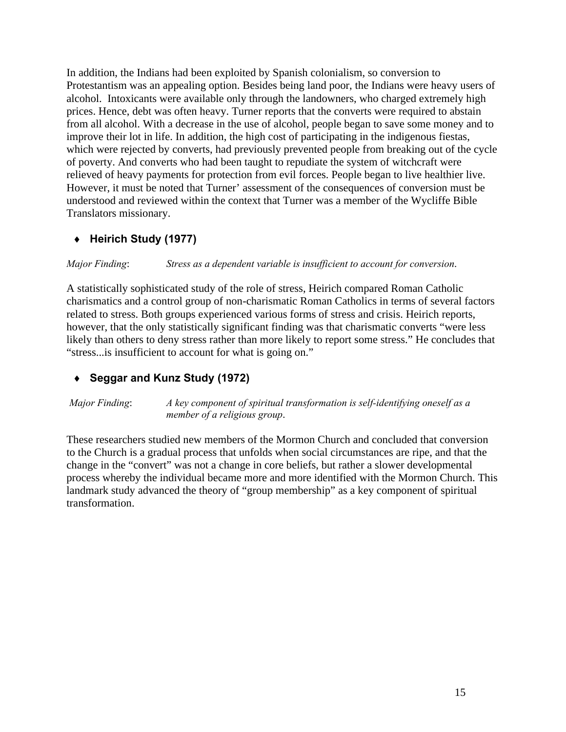In addition, the Indians had been exploited by Spanish colonialism, so conversion to Protestantism was an appealing option. Besides being land poor, the Indians were heavy users of alcohol. Intoxicants were available only through the landowners, who charged extremely high prices. Hence, debt was often heavy. Turner reports that the converts were required to abstain from all alcohol. With a decrease in the use of alcohol, people began to save some money and to improve their lot in life. In addition, the high cost of participating in the indigenous fiestas, which were rejected by converts, had previously prevented people from breaking out of the cycle of poverty. And converts who had been taught to repudiate the system of witchcraft were relieved of heavy payments for protection from evil forces. People began to live healthier live. However, it must be noted that Turner' assessment of the consequences of conversion must be understood and reviewed within the context that Turner was a member of the Wycliffe Bible Translators missionary.

- **Heirich Study (1977)**

*Major Finding*: *Stress as a dependent variable is insufficient to account for conversion*.

A statistically sophisticated study of the role of stress, Heirich compared Roman Catholic charismatics and a control group of non-charismatic Roman Catholics in terms of several factors related to stress. Both groups experienced various forms of stress and crisis. Heirich reports, however, that the only statistically significant finding was that charismatic converts "were less likely than others to deny stress rather than more likely to report some stress." He concludes that "stress...is insufficient to account for what is going on."

- **Seggar and Kunz Study (1972)**

*Major Finding*: *A key component of spiritual transformation is self-identifying oneself as a member of a religious group*.

These researchers studied new members of the Mormon Church and concluded that conversion to the Church is a gradual process that unfolds when social circumstances are ripe, and that the change in the "convert" was not a change in core beliefs, but rather a slower developmental process whereby the individual became more and more identified with the Mormon Church. This landmark study advanced the theory of "group membership" as a key component of spiritual transformation.